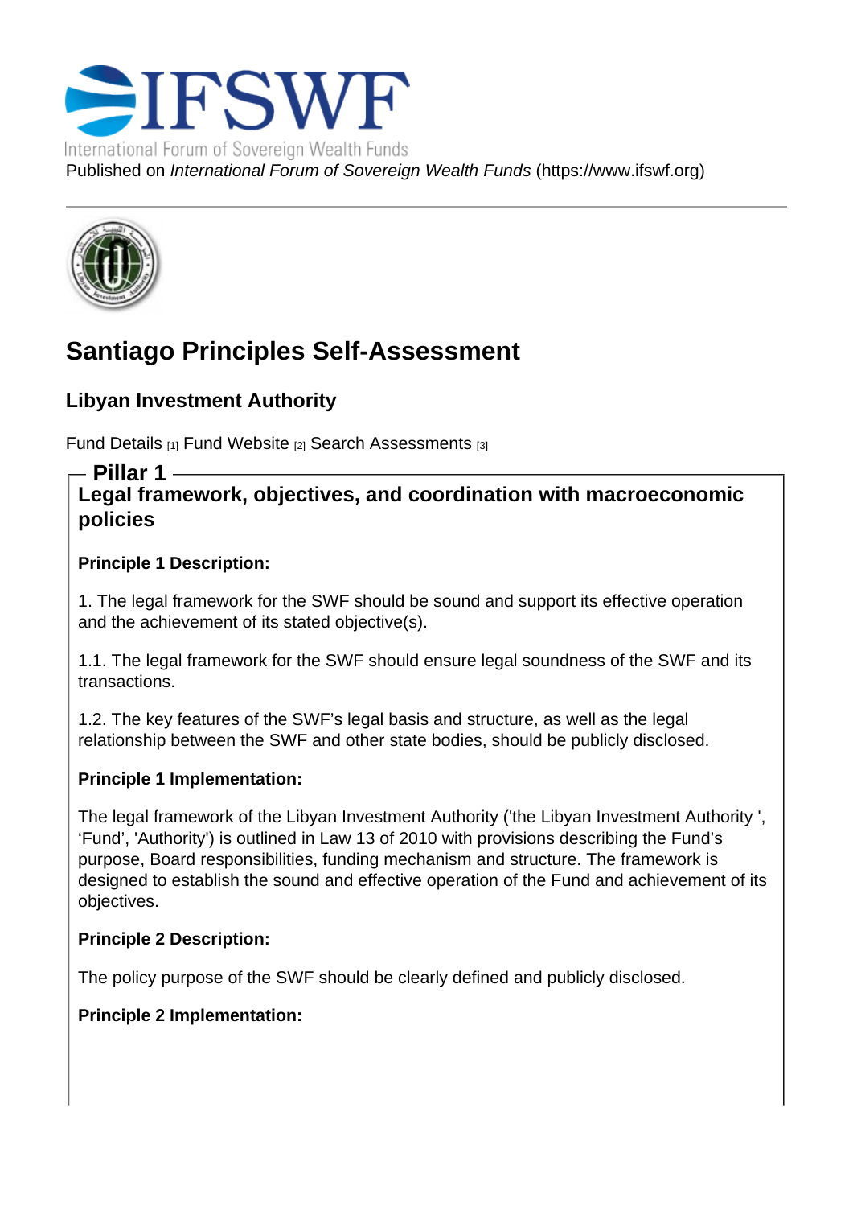Published on *International Forum of Sovereign Wealth Funds* (https://www.ifswf.org)

# Santiago Principles Self-Assessment

## Libyan Investment Authority

Fund Details [1] Fund Website [2] Search Assessments [3]

### Pillar 1

### Legal framework, objectives, and coordination with macroeconomic policies

**Principle 1 Description:**

1. The legal framework for the SWF should be sound and support its effective operation and the achievement of its stated objective(s).

1.1. The legal framework for the SWF should ensure legal soundness of the SWF and its transactions.

1.2. The key features of the SWF's legal basis and structure, as well as the legal relationship between the SWF and other state bodies, should be publicly disclosed.

**Principle 1 Implementation:**

The legal framework of the Libyan Investment Authority ('the Libyan Investment Authority ', 'Fund', 'Authority') is outlined in Law 13 of 2010 with provisions describing the Fund's purpose, Board responsibilities, funding mechanism and structure. The framework is designed to establish the sound and effective operation of the Fund and achievement of its objectives.

**Principle 2 Description:**

The policy purpose of the SWF should be clearly defined and publicly disclosed.

**Principle 2 Implementation:**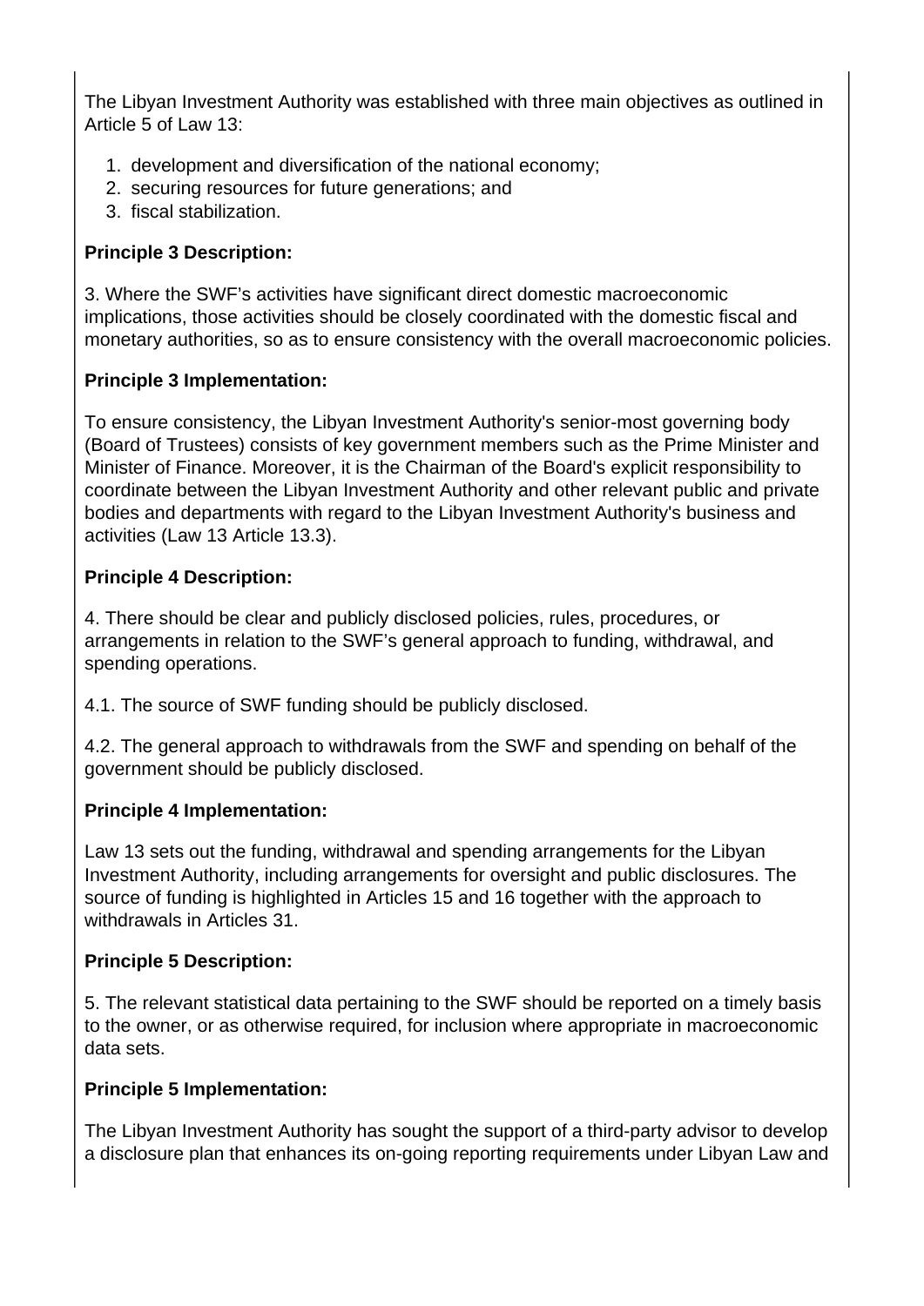The Libyan Investment Authority was established with three main objectives as outlined in Article 5 of Law 13:

1. development and diversification of the national economy;
2. securing resources for future generations; and
3. fiscal stabilization.

**Principle 3 Description:**

3. Where the SWF's activities have significant direct domestic macroeconomic implications, those activities should be closely coordinated with the domestic fiscal and monetary authorities, so as to ensure consistency with the overall macroeconomic policies.

**Principle 3 Implementation:**

To ensure consistency, the Libyan Investment Authority's senior-most governing body (Board of Trustees) consists of key government members such as the Prime Minister and Minister of Finance. Moreover, it is the Chairman of the Board's explicit responsibility to coordinate between the Libyan Investment Authority and other relevant public and private bodies and departments with regard to the Libyan Investment Authority's business and activities (Law 13 Article 13.3).

**Principle 4 Description:**

4. There should be clear and publicly disclosed policies, rules, procedures, or arrangements in relation to the SWF's general approach to funding, withdrawal, and spending operations.

4.1. The source of SWF funding should be publicly disclosed.

4.2. The general approach to withdrawals from the SWF and spending on behalf of the government should be publicly disclosed.

**Principle 4 Implementation:**

Law 13 sets out the funding, withdrawal and spending arrangements for the Libyan Investment Authority, including arrangements for oversight and public disclosures. The source of funding is highlighted in Articles 15 and 16 together with the approach to withdrawals in Articles 31.

**Principle 5 Description:**

5. The relevant statistical data pertaining to the SWF should be reported on a timely basis to the owner, or as otherwise required, for inclusion where appropriate in macroeconomic data sets.

**Principle 5 Implementation:**

The Libyan Investment Authority has sought the support of a third-party advisor to develop a disclosure plan that enhances its on-going reporting requirements under Libyan Law and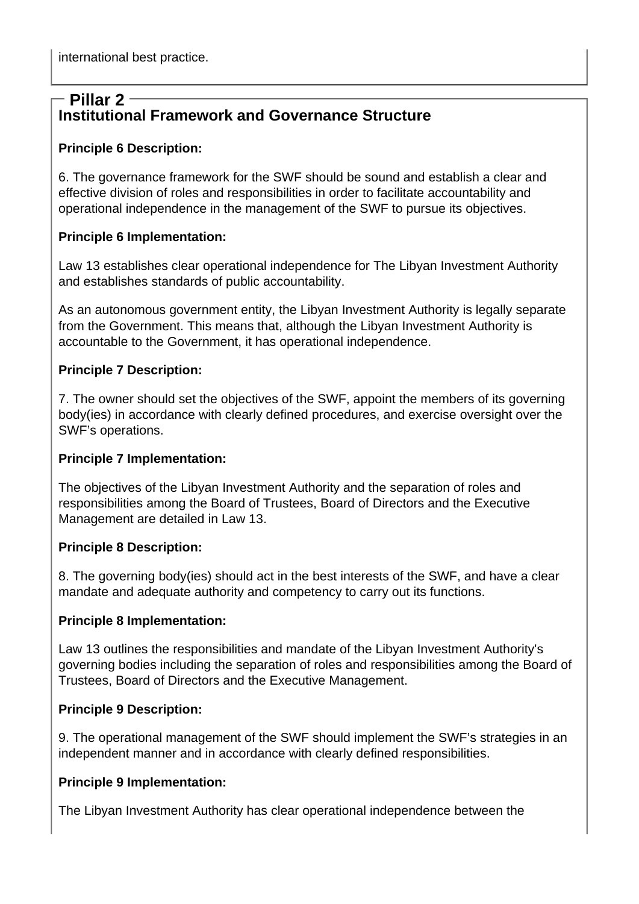international best practice.

## Pillar 2

### Institutional Framework and Governance Structure

**Principle 6 Description:**

6. The governance framework for the SWF should be sound and establish a clear and effective division of roles and responsibilities in order to facilitate accountability and operational independence in the management of the SWF to pursue its objectives.

**Principle 6 Implementation:**

Law 13 establishes clear operational independence for The Libyan Investment Authority and establishes standards of public accountability.

As an autonomous government entity, the Libyan Investment Authority is legally separate from the Government. This means that, although the Libyan Investment Authority is accountable to the Government, it has operational independence.

**Principle 7 Description:**

7. The owner should set the objectives of the SWF, appoint the members of its governing body(ies) in accordance with clearly defined procedures, and exercise oversight over the SWF's operations.

**Principle 7 Implementation:**

The objectives of the Libyan Investment Authority and the separation of roles and responsibilities among the Board of Trustees, Board of Directors and the Executive Management are detailed in Law 13.

**Principle 8 Description:**

8. The governing body(ies) should act in the best interests of the SWF, and have a clear mandate and adequate authority and competency to carry out its functions.

**Principle 8 Implementation:**

Law 13 outlines the responsibilities and mandate of the Libyan Investment Authority's governing bodies including the separation of roles and responsibilities among the Board of Trustees, Board of Directors and the Executive Management.

**Principle 9 Description:**

9. The operational management of the SWF should implement the SWF's strategies in an independent manner and in accordance with clearly defined responsibilities.

**Principle 9 Implementation:**

The Libyan Investment Authority has clear operational independence between the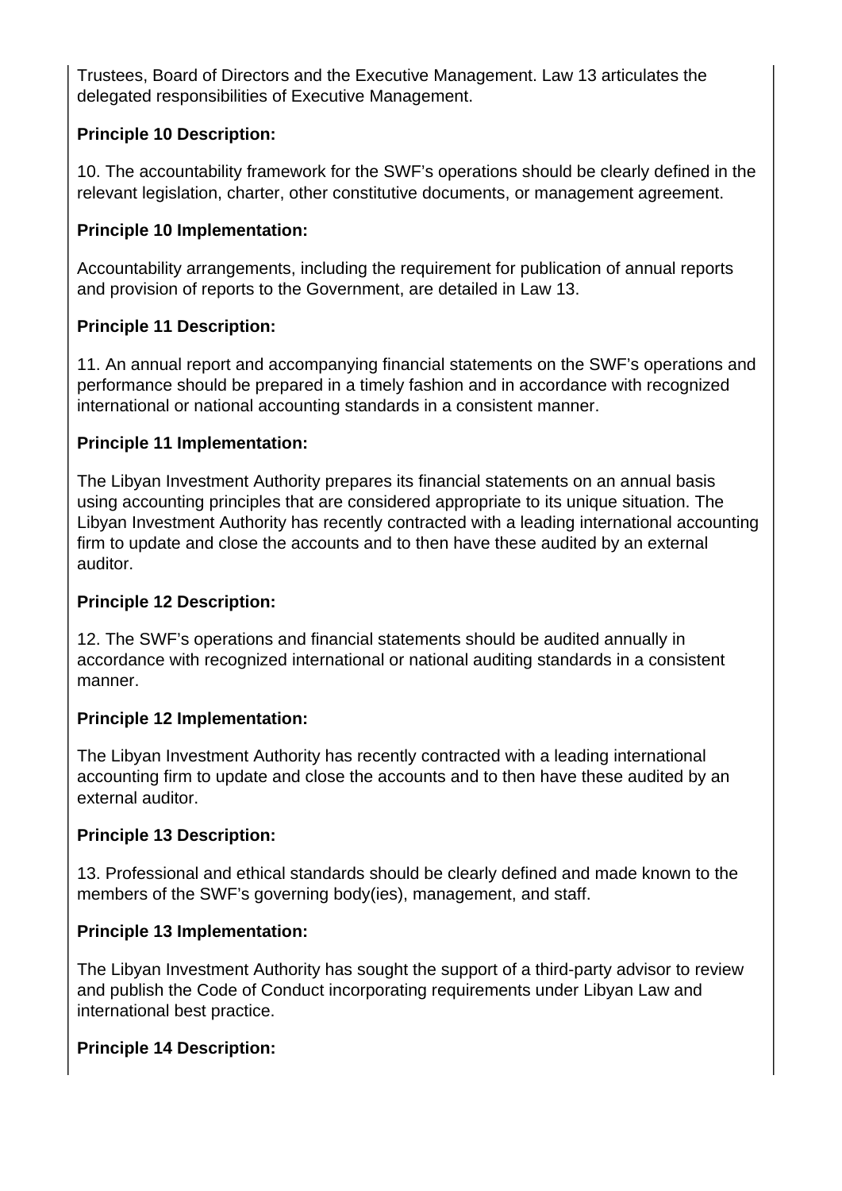Trustees, Board of Directors and the Executive Management. Law 13 articulates the delegated responsibilities of Executive Management.

**Principle 10 Description:**

10. The accountability framework for the SWF's operations should be clearly defined in the relevant legislation, charter, other constitutive documents, or management agreement.

**Principle 10 Implementation:**

Accountability arrangements, including the requirement for publication of annual reports and provision of reports to the Government, are detailed in Law 13.

**Principle 11 Description:**

11. An annual report and accompanying financial statements on the SWF's operations and performance should be prepared in a timely fashion and in accordance with recognized international or national accounting standards in a consistent manner.

**Principle 11 Implementation:**

The Libyan Investment Authority prepares its financial statements on an annual basis using accounting principles that are considered appropriate to its unique situation. The Libyan Investment Authority has recently contracted with a leading international accounting firm to update and close the accounts and to then have these audited by an external auditor.

**Principle 12 Description:**

12. The SWF's operations and financial statements should be audited annually in accordance with recognized international or national auditing standards in a consistent manner.

**Principle 12 Implementation:**

The Libyan Investment Authority has recently contracted with a leading international accounting firm to update and close the accounts and to then have these audited by an external auditor.

**Principle 13 Description:**

13. Professional and ethical standards should be clearly defined and made known to the members of the SWF's governing body(ies), management, and staff.

**Principle 13 Implementation:**

The Libyan Investment Authority has sought the support of a third-party advisor to review and publish the Code of Conduct incorporating requirements under Libyan Law and international best practice.

**Principle 14 Description:**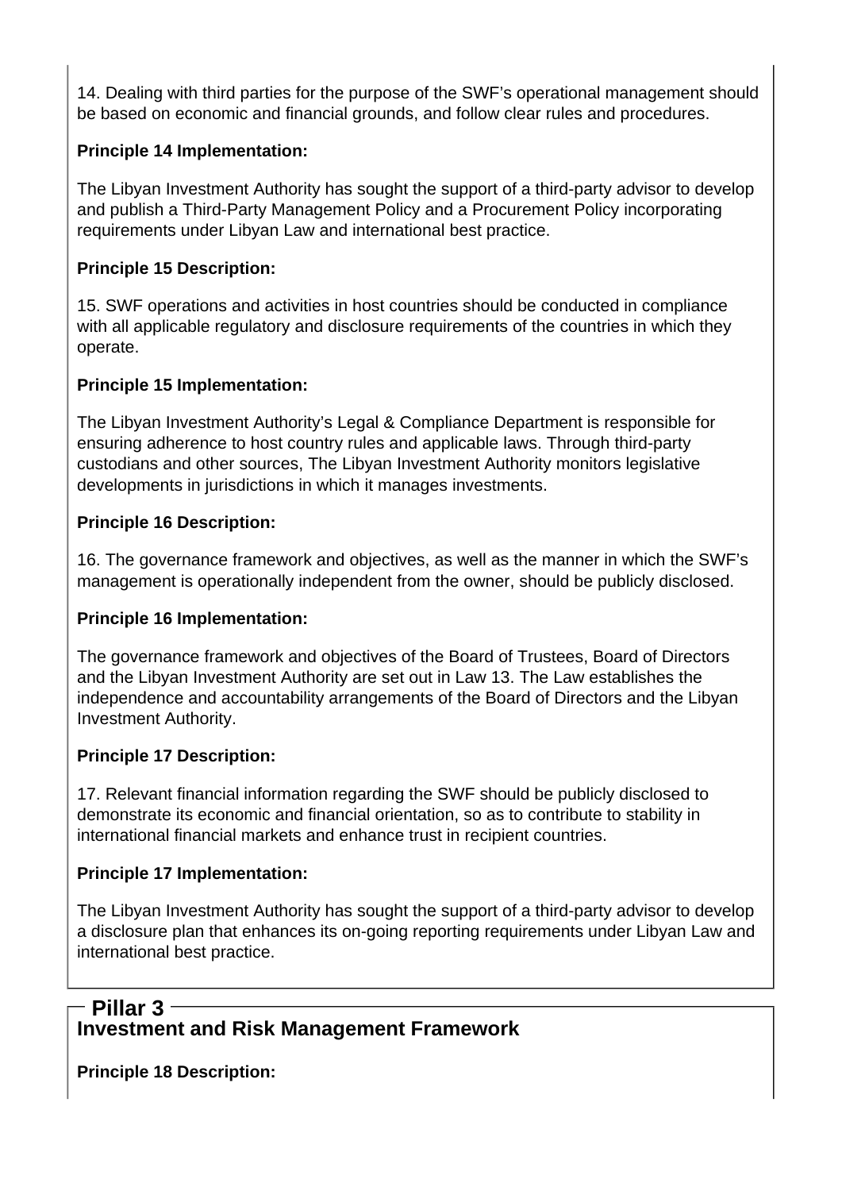14. Dealing with third parties for the purpose of the SWF's operational management should be based on economic and financial grounds, and follow clear rules and procedures.

**Principle 14 Implementation:**

The Libyan Investment Authority has sought the support of a third-party advisor to develop and publish a Third-Party Management Policy and a Procurement Policy incorporating requirements under Libyan Law and international best practice.

**Principle 15 Description:**

15. SWF operations and activities in host countries should be conducted in compliance with all applicable regulatory and disclosure requirements of the countries in which they operate.

**Principle 15 Implementation:**

The Libyan Investment Authority's Legal & Compliance Department is responsible for ensuring adherence to host country rules and applicable laws. Through third-party custodians and other sources, The Libyan Investment Authority monitors legislative developments in jurisdictions in which it manages investments.

**Principle 16 Description:**

16. The governance framework and objectives, as well as the manner in which the SWF's management is operationally independent from the owner, should be publicly disclosed.

**Principle 16 Implementation:**

The governance framework and objectives of the Board of Trustees, Board of Directors and the Libyan Investment Authority are set out in Law 13. The Law establishes the independence and accountability arrangements of the Board of Directors and the Libyan Investment Authority.

**Principle 17 Description:**

17. Relevant financial information regarding the SWF should be publicly disclosed to demonstrate its economic and financial orientation, so as to contribute to stability in international financial markets and enhance trust in recipient countries.

**Principle 17 Implementation:**

The Libyan Investment Authority has sought the support of a third-party advisor to develop a disclosure plan that enhances its on-going reporting requirements under Libyan Law and international best practice.

## Pillar 3

### Investment and Risk Management Framework

**Principle 18 Description:**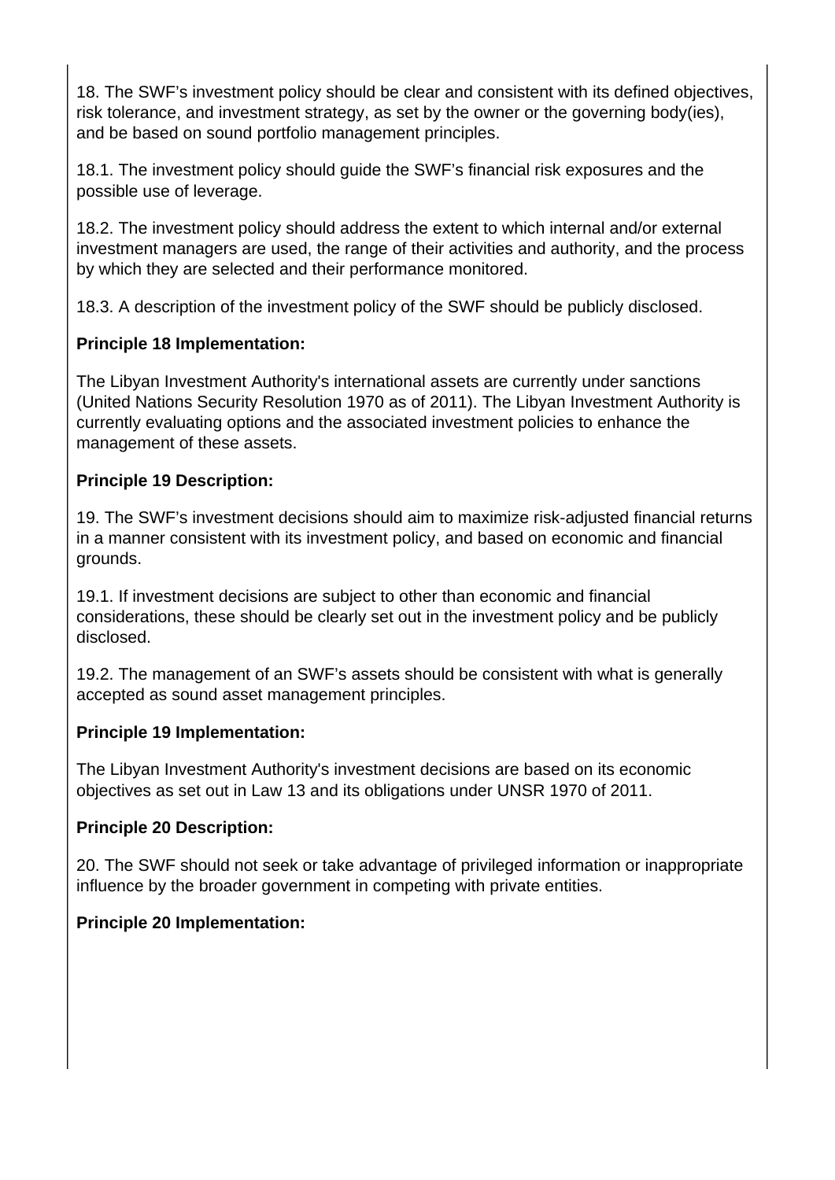18. The SWF's investment policy should be clear and consistent with its defined objectives, risk tolerance, and investment strategy, as set by the owner or the governing body(ies), and be based on sound portfolio management principles.

18.1. The investment policy should guide the SWF's financial risk exposures and the possible use of leverage.

18.2. The investment policy should address the extent to which internal and/or external investment managers are used, the range of their activities and authority, and the process by which they are selected and their performance monitored.

18.3. A description of the investment policy of the SWF should be publicly disclosed.

**Principle 18 Implementation:**

The Libyan Investment Authority's international assets are currently under sanctions (United Nations Security Resolution 1970 as of 2011). The Libyan Investment Authority is currently evaluating options and the associated investment policies to enhance the management of these assets.

**Principle 19 Description:**

19. The SWF's investment decisions should aim to maximize risk-adjusted financial returns in a manner consistent with its investment policy, and based on economic and financial grounds.

19.1. If investment decisions are subject to other than economic and financial considerations, these should be clearly set out in the investment policy and be publicly disclosed.

19.2. The management of an SWF's assets should be consistent with what is generally accepted as sound asset management principles.

**Principle 19 Implementation:**

The Libyan Investment Authority's investment decisions are based on its economic objectives as set out in Law 13 and its obligations under UNSR 1970 of 2011.

**Principle 20 Description:**

20. The SWF should not seek or take advantage of privileged information or inappropriate influence by the broader government in competing with private entities.

**Principle 20 Implementation:**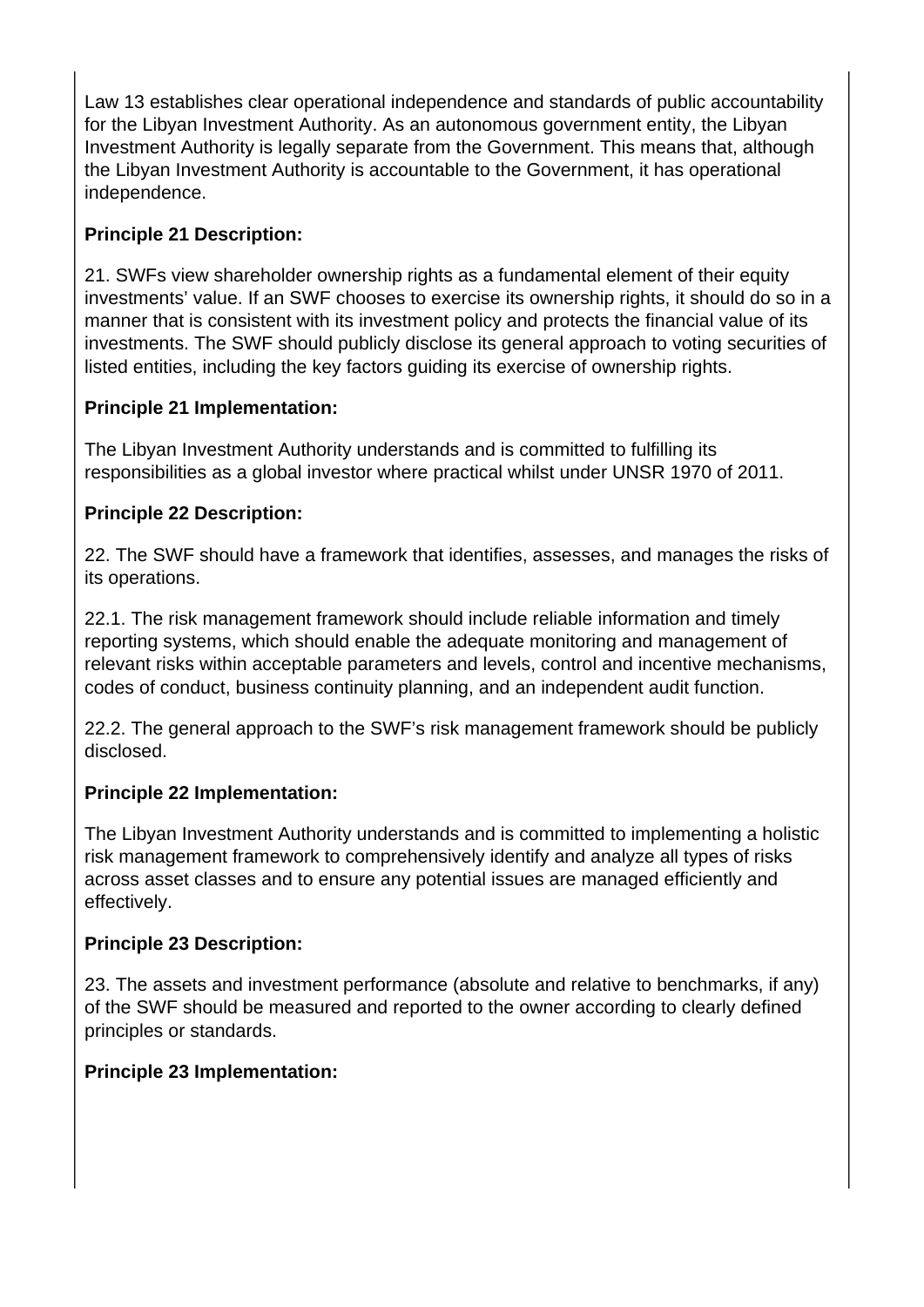Law 13 establishes clear operational independence and standards of public accountability for the Libyan Investment Authority. As an autonomous government entity, the Libyan Investment Authority is legally separate from the Government. This means that, although the Libyan Investment Authority is accountable to the Government, it has operational independence.

**Principle 21 Description:**

21. SWFs view shareholder ownership rights as a fundamental element of their equity investments' value. If an SWF chooses to exercise its ownership rights, it should do so in a manner that is consistent with its investment policy and protects the financial value of its investments. The SWF should publicly disclose its general approach to voting securities of listed entities, including the key factors guiding its exercise of ownership rights.

**Principle 21 Implementation:**

The Libyan Investment Authority understands and is committed to fulfilling its responsibilities as a global investor where practical whilst under UNSR 1970 of 2011.

**Principle 22 Description:**

22. The SWF should have a framework that identifies, assesses, and manages the risks of its operations.

22.1. The risk management framework should include reliable information and timely reporting systems, which should enable the adequate monitoring and management of relevant risks within acceptable parameters and levels, control and incentive mechanisms, codes of conduct, business continuity planning, and an independent audit function.

22.2. The general approach to the SWF's risk management framework should be publicly disclosed.

**Principle 22 Implementation:**

The Libyan Investment Authority understands and is committed to implementing a holistic risk management framework to comprehensively identify and analyze all types of risks across asset classes and to ensure any potential issues are managed efficiently and effectively.

**Principle 23 Description:**

23. The assets and investment performance (absolute and relative to benchmarks, if any) of the SWF should be measured and reported to the owner according to clearly defined principles or standards.

**Principle 23 Implementation:**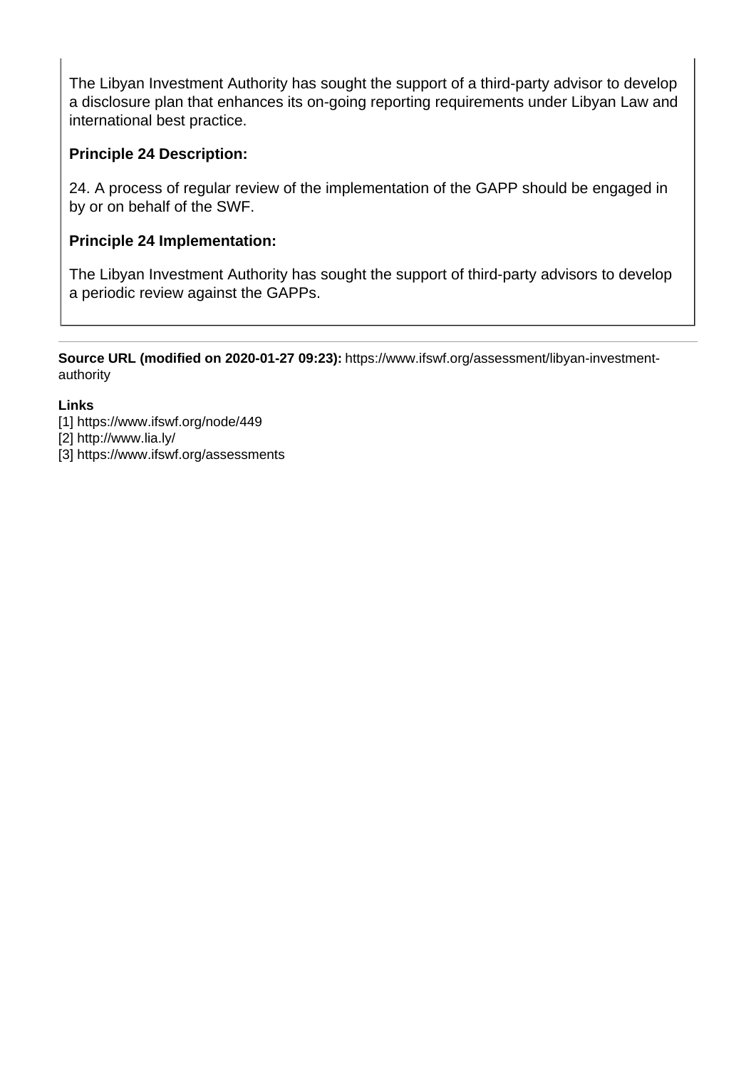The Libyan Investment Authority has sought the support of a third-party advisor to develop a disclosure plan that enhances its on-going reporting requirements under Libyan Law and international best practice.

**Principle 24 Description:**

24. A process of regular review of the implementation of the GAPP should be engaged in by or on behalf of the SWF.

**Principle 24 Implementation:**

The Libyan Investment Authority has sought the support of third-party advisors to develop a periodic review against the GAPPs.

---

**Source URL (modified on 2020-01-27 09:23):** https://www.ifswf.org/assessment/libyan-investment-authority

**Links**

[1] https://www.ifswf.org/node/449
[2] http://www.lia.ly/
[3] https://www.ifswf.org/assessments